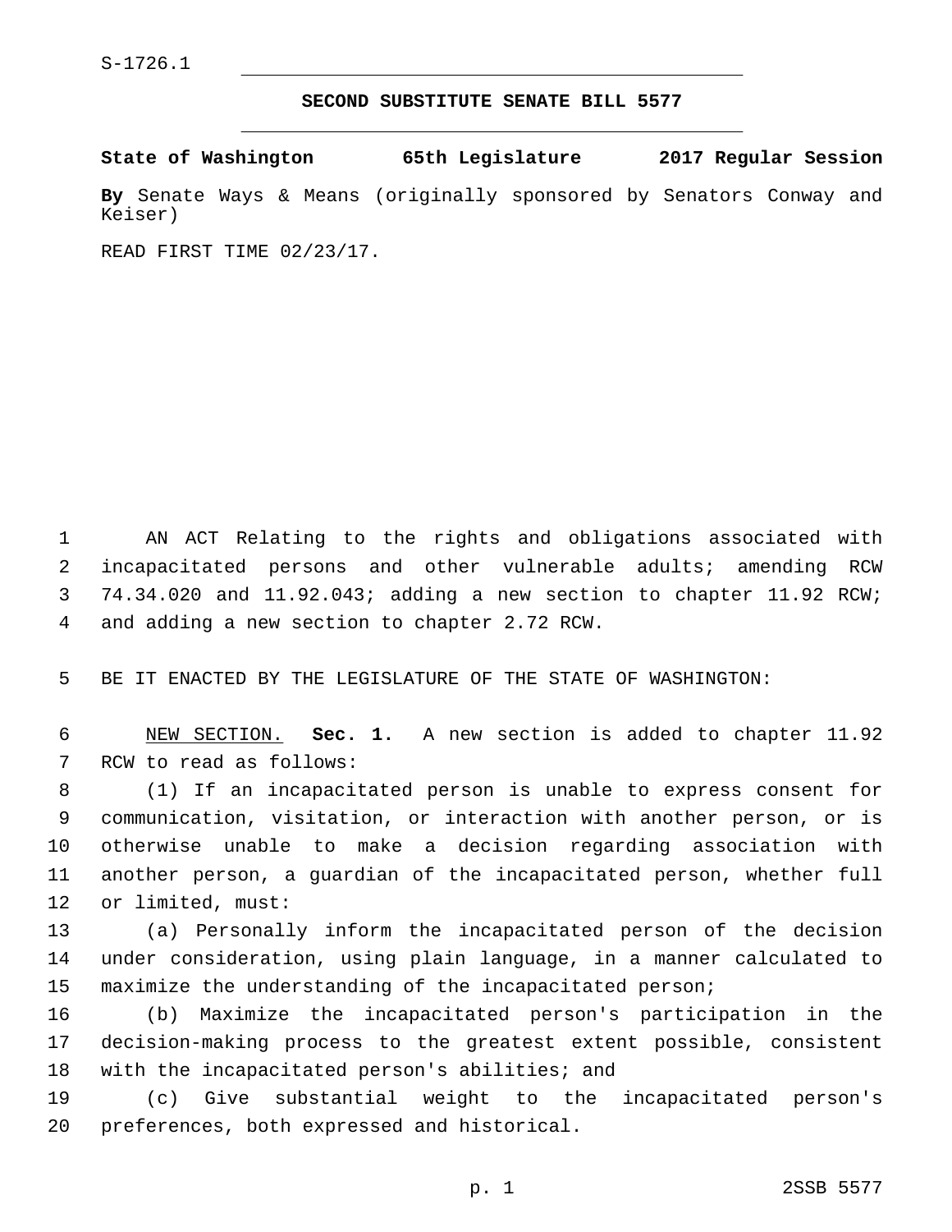S-1726.1

# SECOND SUBSTITUTE SENATE BILL 5577

**State of Washington 65th Legislature 2017 Regular Session**

**By** Senate Ways & Means (originally sponsored by Senators Conway and Keiser)

READ FIRST TIME 02/23/17.

AN ACT Relating to the rights and obligations associated with incapacitated persons and other vulnerable adults; amending RCW 74.34.020 and 11.92.043; adding a new section to chapter 11.92 RCW; and adding a new section to chapter 2.72 RCW.

BE IT ENACTED BY THE LEGISLATURE OF THE STATE OF WASHINGTON:

NEW SECTION. **Sec. 1.** A new section is added to chapter 11.92 RCW to read as follows:

(1) If an incapacitated person is unable to express consent for communication, visitation, or interaction with another person, or is otherwise unable to make a decision regarding association with another person, a guardian of the incapacitated person, whether full or limited, must:

(a) Personally inform the incapacitated person of the decision under consideration, using plain language, in a manner calculated to maximize the understanding of the incapacitated person;

(b) Maximize the incapacitated person's participation in the decision-making process to the greatest extent possible, consistent with the incapacitated person's abilities; and

(c) Give substantial weight to the incapacitated person's preferences, both expressed and historical.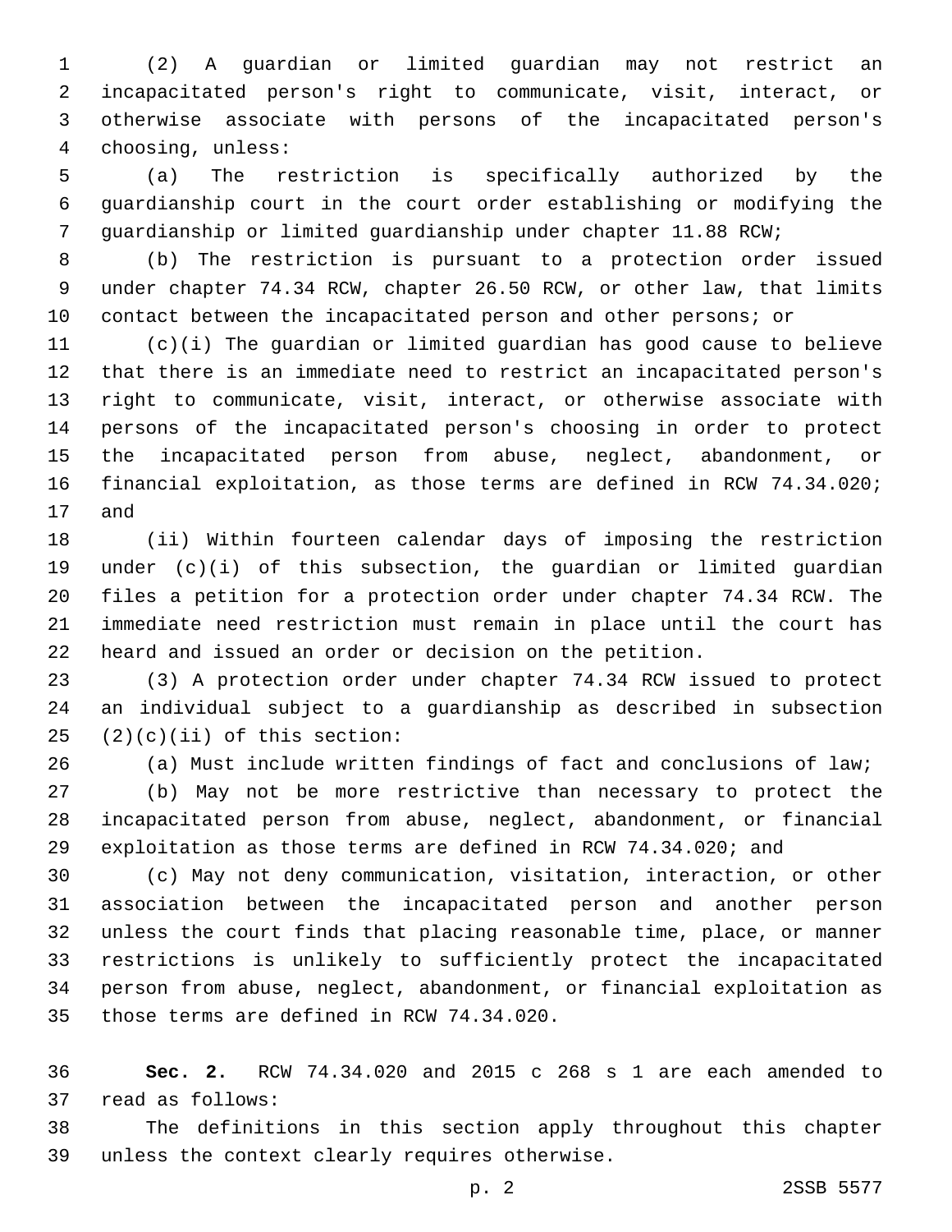(2) A guardian or limited guardian may not restrict an incapacitated person's right to communicate, visit, interact, or otherwise associate with persons of the incapacitated person's choosing, unless:

(a) The restriction is specifically authorized by the guardianship court in the court order establishing or modifying the guardianship or limited guardianship under chapter 11.88 RCW;

(b) The restriction is pursuant to a protection order issued under chapter 74.34 RCW, chapter 26.50 RCW, or other law, that limits contact between the incapacitated person and other persons; or

(c)(i) The guardian or limited guardian has good cause to believe that there is an immediate need to restrict an incapacitated person's right to communicate, visit, interact, or otherwise associate with persons of the incapacitated person's choosing in order to protect the incapacitated person from abuse, neglect, abandonment, or financial exploitation, as those terms are defined in RCW 74.34.020; and

(ii) Within fourteen calendar days of imposing the restriction under (c)(i) of this subsection, the guardian or limited guardian files a petition for a protection order under chapter 74.34 RCW. The immediate need restriction must remain in place until the court has heard and issued an order or decision on the petition.

(3) A protection order under chapter 74.34 RCW issued to protect an individual subject to a guardianship as described in subsection (2)(c)(ii) of this section:

(a) Must include written findings of fact and conclusions of law;

(b) May not be more restrictive than necessary to protect the incapacitated person from abuse, neglect, abandonment, or financial exploitation as those terms are defined in RCW 74.34.020; and

(c) May not deny communication, visitation, interaction, or other association between the incapacitated person and another person unless the court finds that placing reasonable time, place, or manner restrictions is unlikely to sufficiently protect the incapacitated person from abuse, neglect, abandonment, or financial exploitation as those terms are defined in RCW 74.34.020.

**Sec. 2.** RCW 74.34.020 and 2015 c 268 s 1 are each amended to read as follows:

The definitions in this section apply throughout this chapter unless the context clearly requires otherwise.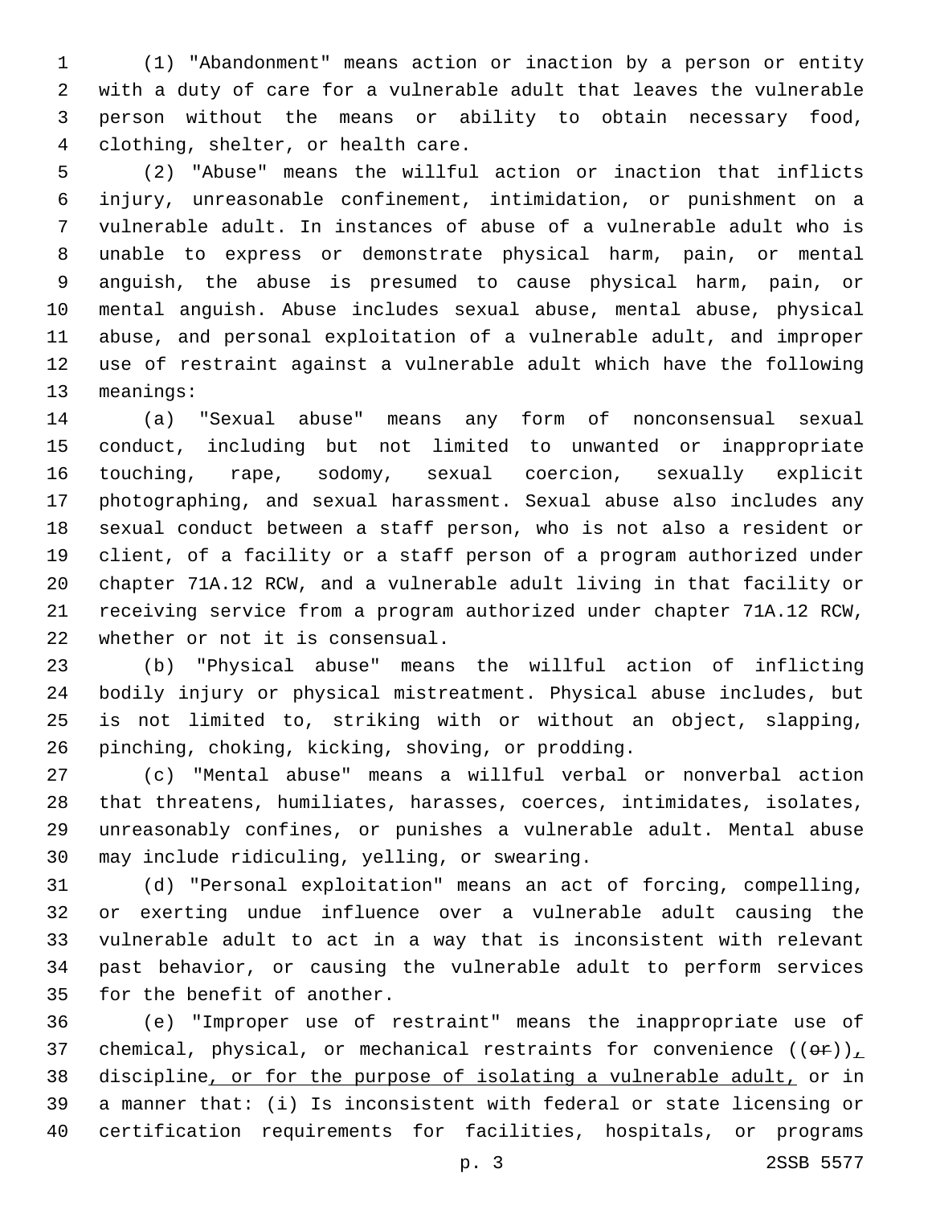(1) "Abandonment" means action or inaction by a person or entity with a duty of care for a vulnerable adult that leaves the vulnerable person without the means or ability to obtain necessary food, clothing, shelter, or health care.

(2) "Abuse" means the willful action or inaction that inflicts injury, unreasonable confinement, intimidation, or punishment on a vulnerable adult. In instances of abuse of a vulnerable adult who is unable to express or demonstrate physical harm, pain, or mental anguish, the abuse is presumed to cause physical harm, pain, or mental anguish. Abuse includes sexual abuse, mental abuse, physical abuse, and personal exploitation of a vulnerable adult, and improper use of restraint against a vulnerable adult which have the following meanings:

(a) "Sexual abuse" means any form of nonconsensual sexual conduct, including but not limited to unwanted or inappropriate touching, rape, sodomy, sexual coercion, sexually explicit photographing, and sexual harassment. Sexual abuse also includes any sexual conduct between a staff person, who is not also a resident or client, of a facility or a staff person of a program authorized under chapter 71A.12 RCW, and a vulnerable adult living in that facility or receiving service from a program authorized under chapter 71A.12 RCW, whether or not it is consensual.

(b) "Physical abuse" means the willful action of inflicting bodily injury or physical mistreatment. Physical abuse includes, but is not limited to, striking with or without an object, slapping, pinching, choking, kicking, shoving, or prodding.

(c) "Mental abuse" means a willful verbal or nonverbal action that threatens, humiliates, harasses, coerces, intimidates, isolates, unreasonably confines, or punishes a vulnerable adult. Mental abuse may include ridiculing, yelling, or swearing.

(d) "Personal exploitation" means an act of forcing, compelling, or exerting undue influence over a vulnerable adult causing the vulnerable adult to act in a way that is inconsistent with relevant past behavior, or causing the vulnerable adult to perform services for the benefit of another.

(e) "Improper use of restraint" means the inappropriate use of chemical, physical, or mechanical restraints for convenience ((~~or~~))<u>,</u> discipline<u>, or for the purpose of isolating a vulnerable adult,</u> or in a manner that: (i) Is inconsistent with federal or state licensing or certification requirements for facilities, hospitals, or programs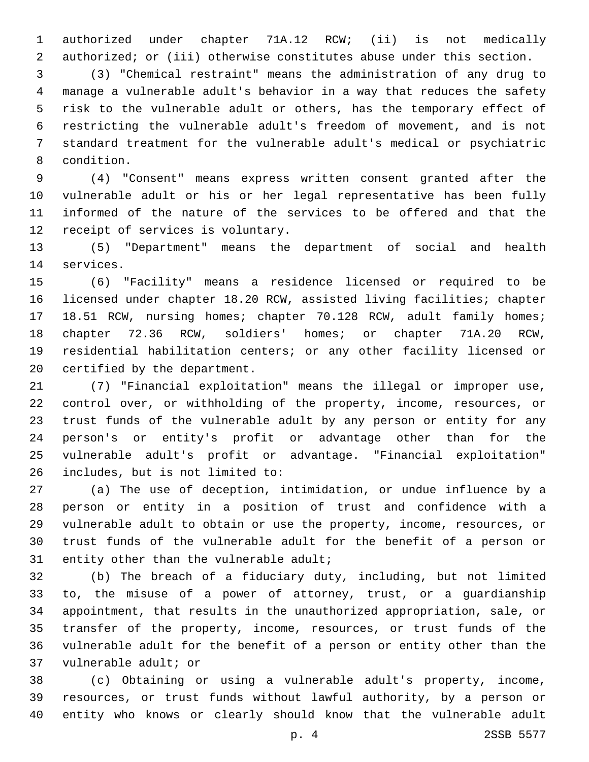authorized under chapter 71A.12 RCW; (ii) is not medically authorized; or (iii) otherwise constitutes abuse under this section.

(3) "Chemical restraint" means the administration of any drug to manage a vulnerable adult's behavior in a way that reduces the safety risk to the vulnerable adult or others, has the temporary effect of restricting the vulnerable adult's freedom of movement, and is not standard treatment for the vulnerable adult's medical or psychiatric condition.

(4) "Consent" means express written consent granted after the vulnerable adult or his or her legal representative has been fully informed of the nature of the services to be offered and that the receipt of services is voluntary.

(5) "Department" means the department of social and health services.

(6) "Facility" means a residence licensed or required to be licensed under chapter 18.20 RCW, assisted living facilities; chapter 18.51 RCW, nursing homes; chapter 70.128 RCW, adult family homes; chapter 72.36 RCW, soldiers' homes; or chapter 71A.20 RCW, residential habilitation centers; or any other facility licensed or certified by the department.

(7) "Financial exploitation" means the illegal or improper use, control over, or withholding of the property, income, resources, or trust funds of the vulnerable adult by any person or entity for any person's or entity's profit or advantage other than for the vulnerable adult's profit or advantage. "Financial exploitation" includes, but is not limited to:

(a) The use of deception, intimidation, or undue influence by a person or entity in a position of trust and confidence with a vulnerable adult to obtain or use the property, income, resources, or trust funds of the vulnerable adult for the benefit of a person or entity other than the vulnerable adult;

(b) The breach of a fiduciary duty, including, but not limited to, the misuse of a power of attorney, trust, or a guardianship appointment, that results in the unauthorized appropriation, sale, or transfer of the property, income, resources, or trust funds of the vulnerable adult for the benefit of a person or entity other than the vulnerable adult; or

(c) Obtaining or using a vulnerable adult's property, income, resources, or trust funds without lawful authority, by a person or entity who knows or clearly should know that the vulnerable adult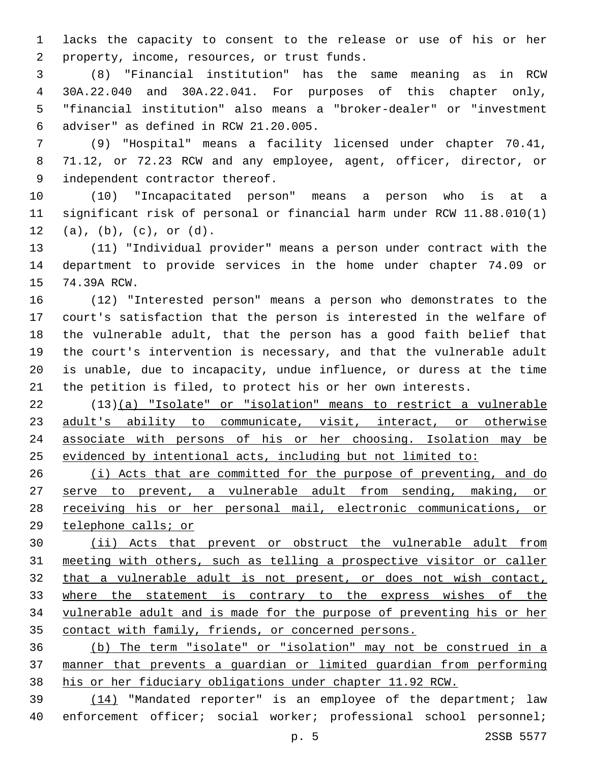lacks the capacity to consent to the release or use of his or her property, income, resources, or trust funds.

(8) "Financial institution" has the same meaning as in RCW 30A.22.040 and 30A.22.041. For purposes of this chapter only, "financial institution" also means a "broker-dealer" or "investment adviser" as defined in RCW 21.20.005.

(9) "Hospital" means a facility licensed under chapter 70.41, 71.12, or 72.23 RCW and any employee, agent, officer, director, or independent contractor thereof.

(10) "Incapacitated person" means a person who is at a significant risk of personal or financial harm under RCW 11.88.010(1) (a), (b), (c), or (d).

(11) "Individual provider" means a person under contract with the department to provide services in the home under chapter 74.09 or 74.39A RCW.

(12) "Interested person" means a person who demonstrates to the court's satisfaction that the person is interested in the welfare of the vulnerable adult, that the person has a good faith belief that the court's intervention is necessary, and that the vulnerable adult is unable, due to incapacity, undue influence, or duress at the time the petition is filed, to protect his or her own interests.

(13)<u>(a) "Isolate" or "isolation" means to restrict a vulnerable adult's ability to communicate, visit, interact, or otherwise associate with persons of his or her choosing. Isolation may be evidenced by intentional acts, including but not limited to:</u>

<u>(i) Acts that are committed for the purpose of preventing, and do serve to prevent, a vulnerable adult from sending, making, or receiving his or her personal mail, electronic communications, or telephone calls; or</u>

<u>(ii) Acts that prevent or obstruct the vulnerable adult from meeting with others, such as telling a prospective visitor or caller that a vulnerable adult is not present, or does not wish contact, where the statement is contrary to the express wishes of the vulnerable adult and is made for the purpose of preventing his or her contact with family, friends, or concerned persons.</u>

<u>(b) The term "isolate" or "isolation" may not be construed in a manner that prevents a guardian or limited guardian from performing his or her fiduciary obligations under chapter 11.92 RCW.</u>

<u>(14)</u> "Mandated reporter" is an employee of the department; law enforcement officer; social worker; professional school personnel;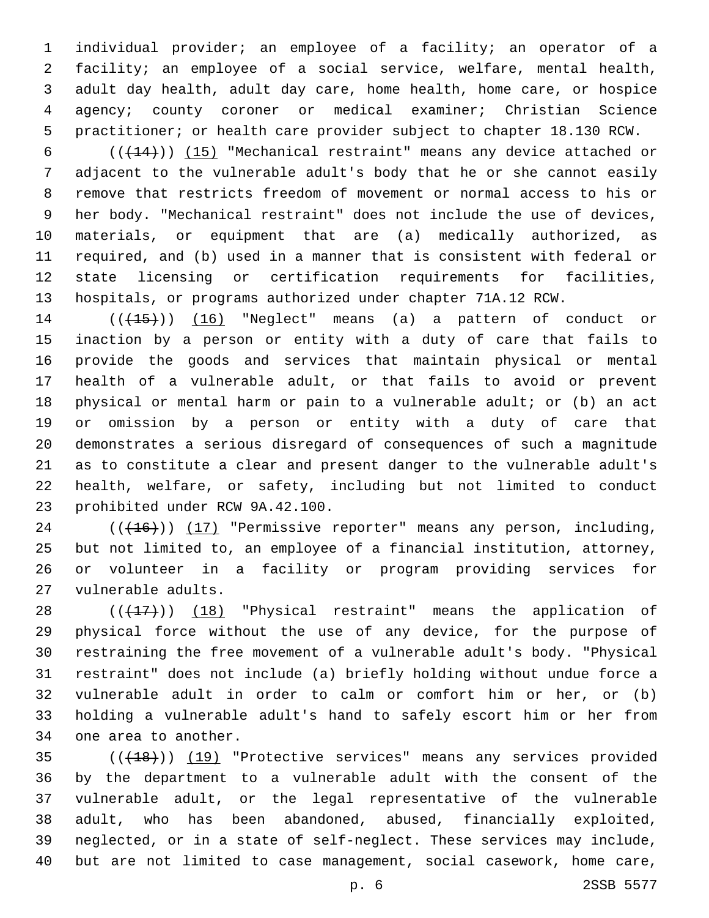individual provider; an employee of a facility; an operator of a facility; an employee of a social service, welfare, mental health, adult day health, adult day care, home health, home care, or hospice agency; county coroner or medical examiner; Christian Science practitioner; or health care provider subject to chapter 18.130 RCW.

(((14))) (15) "Mechanical restraint" means any device attached or adjacent to the vulnerable adult's body that he or she cannot easily remove that restricts freedom of movement or normal access to his or her body. "Mechanical restraint" does not include the use of devices, materials, or equipment that are (a) medically authorized, as required, and (b) used in a manner that is consistent with federal or state licensing or certification requirements for facilities, hospitals, or programs authorized under chapter 71A.12 RCW.

(((15))) (16) "Neglect" means (a) a pattern of conduct or inaction by a person or entity with a duty of care that fails to provide the goods and services that maintain physical or mental health of a vulnerable adult, or that fails to avoid or prevent physical or mental harm or pain to a vulnerable adult; or (b) an act or omission by a person or entity with a duty of care that demonstrates a serious disregard of consequences of such a magnitude as to constitute a clear and present danger to the vulnerable adult's health, welfare, or safety, including but not limited to conduct prohibited under RCW 9A.42.100.

(((16))) (17) "Permissive reporter" means any person, including, but not limited to, an employee of a financial institution, attorney, or volunteer in a facility or program providing services for vulnerable adults.

(((17))) (18) "Physical restraint" means the application of physical force without the use of any device, for the purpose of restraining the free movement of a vulnerable adult's body. "Physical restraint" does not include (a) briefly holding without undue force a vulnerable adult in order to calm or comfort him or her, or (b) holding a vulnerable adult's hand to safely escort him or her from one area to another.

(((18))) (19) "Protective services" means any services provided by the department to a vulnerable adult with the consent of the vulnerable adult, or the legal representative of the vulnerable adult, who has been abandoned, abused, financially exploited, neglected, or in a state of self-neglect. These services may include, but are not limited to case management, social casework, home care,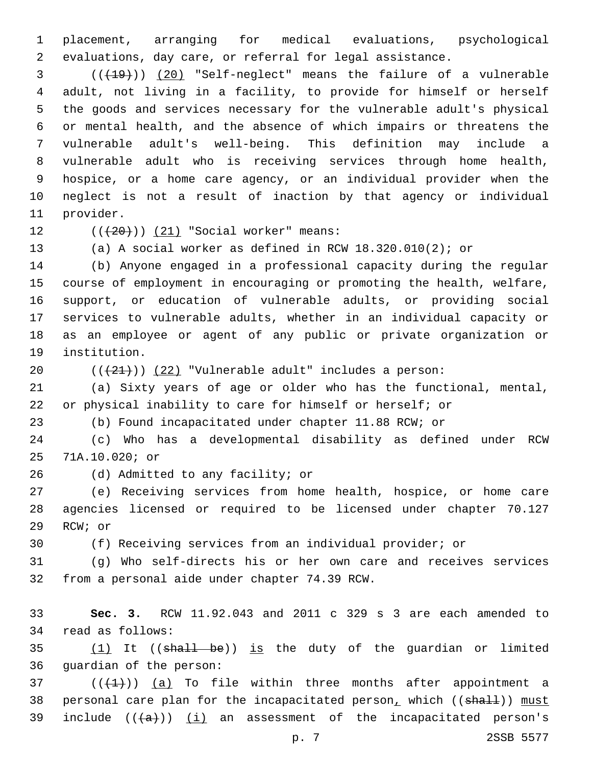placement, arranging for medical evaluations, psychological evaluations, day care, or referral for legal assistance.

((~~(19)~~)) (20) "Self-neglect" means the failure of a vulnerable adult, not living in a facility, to provide for himself or herself the goods and services necessary for the vulnerable adult's physical or mental health, and the absence of which impairs or threatens the vulnerable adult's well-being. This definition may include a vulnerable adult who is receiving services through home health, hospice, or a home care agency, or an individual provider when the neglect is not a result of inaction by that agency or individual provider.

((~~(20)~~)) (21) "Social worker" means:

(a) A social worker as defined in RCW 18.320.010(2); or

(b) Anyone engaged in a professional capacity during the regular course of employment in encouraging or promoting the health, welfare, support, or education of vulnerable adults, or providing social services to vulnerable adults, whether in an individual capacity or as an employee or agent of any public or private organization or institution.

((~~(21)~~)) (22) "Vulnerable adult" includes a person:

(a) Sixty years of age or older who has the functional, mental, or physical inability to care for himself or herself; or

(b) Found incapacitated under chapter 11.88 RCW; or

(c) Who has a developmental disability as defined under RCW 71A.10.020; or

(d) Admitted to any facility; or

(e) Receiving services from home health, hospice, or home care agencies licensed or required to be licensed under chapter 70.127 RCW; or

(f) Receiving services from an individual provider; or

(g) Who self-directs his or her own care and receives services from a personal aide under chapter 74.39 RCW.

**Sec. 3.** RCW 11.92.043 and 2011 c 329 s 3 are each amended to read as follows:

(1) It ((~~shall be~~)) is the duty of the guardian or limited guardian of the person:

((~~(1)~~)) (a) To file within three months after appointment a personal care plan for the incapacitated person, which ((~~shall~~)) must include ((~~(a)~~)) (i) an assessment of the incapacitated person's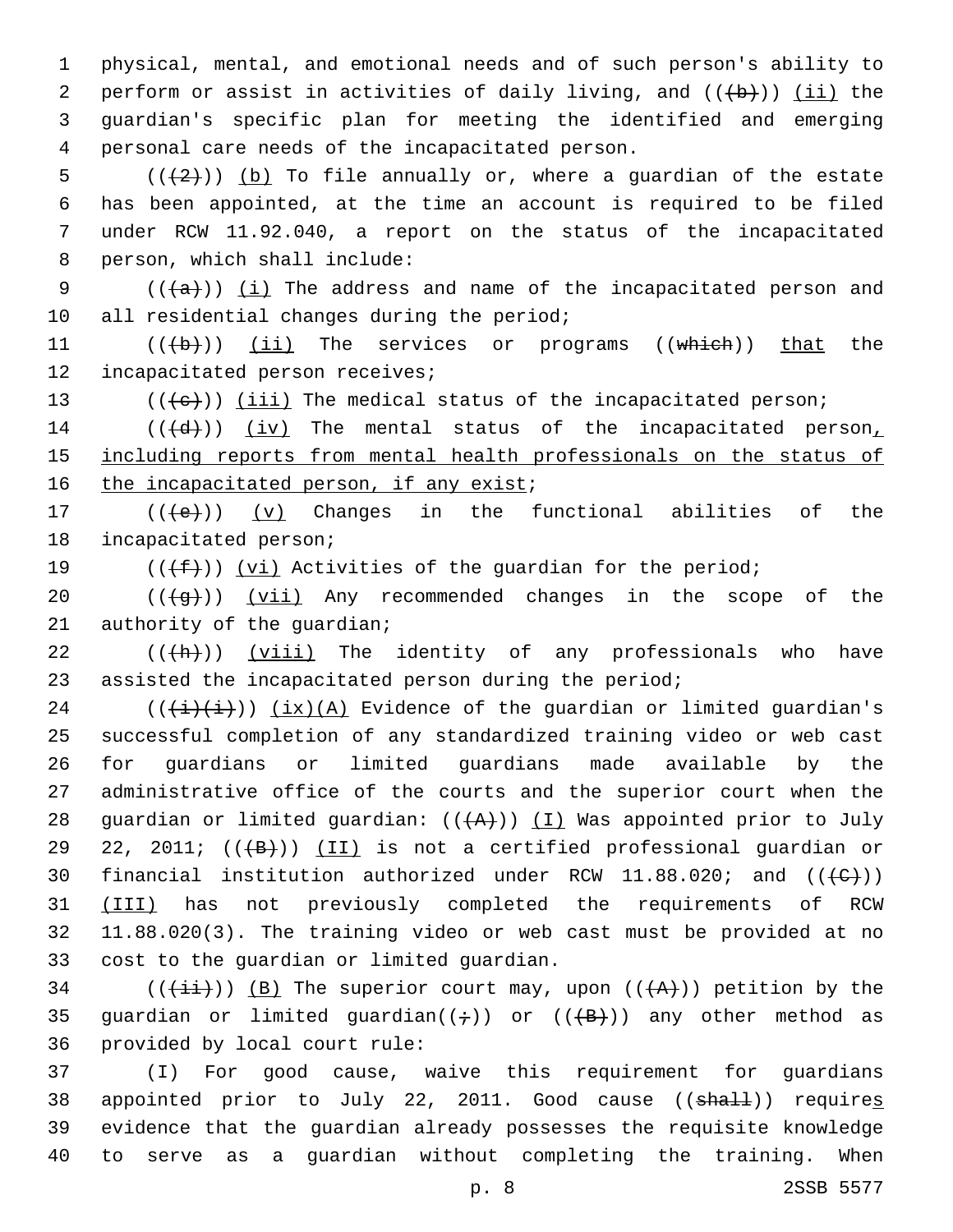physical, mental, and emotional needs and of such person's ability to perform or assist in activities of daily living, and ((~~(b)~~)) <u>(ii)</u> the guardian's specific plan for meeting the identified and emerging personal care needs of the incapacitated person.

((~~(2)~~)) <u>(b)</u> To file annually or, where a guardian of the estate has been appointed, at the time an account is required to be filed under RCW 11.92.040, a report on the status of the incapacitated person, which shall include:

((~~(a)~~)) <u>(i)</u> The address and name of the incapacitated person and all residential changes during the period;

((~~(b)~~)) <u>(ii)</u> The services or programs ((~~which~~)) <u>that</u> the incapacitated person receives;

((~~(c)~~)) <u>(iii)</u> The medical status of the incapacitated person;

((~~(d)~~)) <u>(iv)</u> The mental status of the incapacitated person<u>, including reports from mental health professionals on the status of the incapacitated person, if any exist</u>;

((~~(e)~~)) <u>(v)</u> Changes in the functional abilities of the incapacitated person;

((~~(f)~~)) <u>(vi)</u> Activities of the guardian for the period;

((~~(g)~~)) <u>(vii)</u> Any recommended changes in the scope of the authority of the guardian;

((~~(h)~~)) <u>(viii)</u> The identity of any professionals who have assisted the incapacitated person during the period;

((~~(i)(i)~~)) <u>(ix)(A)</u> Evidence of the guardian or limited guardian's successful completion of any standardized training video or web cast for guardians or limited guardians made available by the administrative office of the courts and the superior court when the guardian or limited guardian: ((~~(A)~~)) <u>(I)</u> Was appointed prior to July 22, 2011; ((~~(B)~~)) <u>(II)</u> is not a certified professional guardian or financial institution authorized under RCW 11.88.020; and ((~~(C)~~)) <u>(III)</u> has not previously completed the requirements of RCW 11.88.020(3). The training video or web cast must be provided at no cost to the guardian or limited guardian.

((~~(ii)~~)) <u>(B)</u> The superior court may, upon ((~~(A)~~)) petition by the guardian or limited guardian((~~;~~)) or ((~~(B)~~)) any other method as provided by local court rule:

(I) For good cause, waive this requirement for guardians appointed prior to July 22, 2011. Good cause ((~~shall~~)) require<u>s</u> evidence that the guardian already possesses the requisite knowledge to serve as a guardian without completing the training. When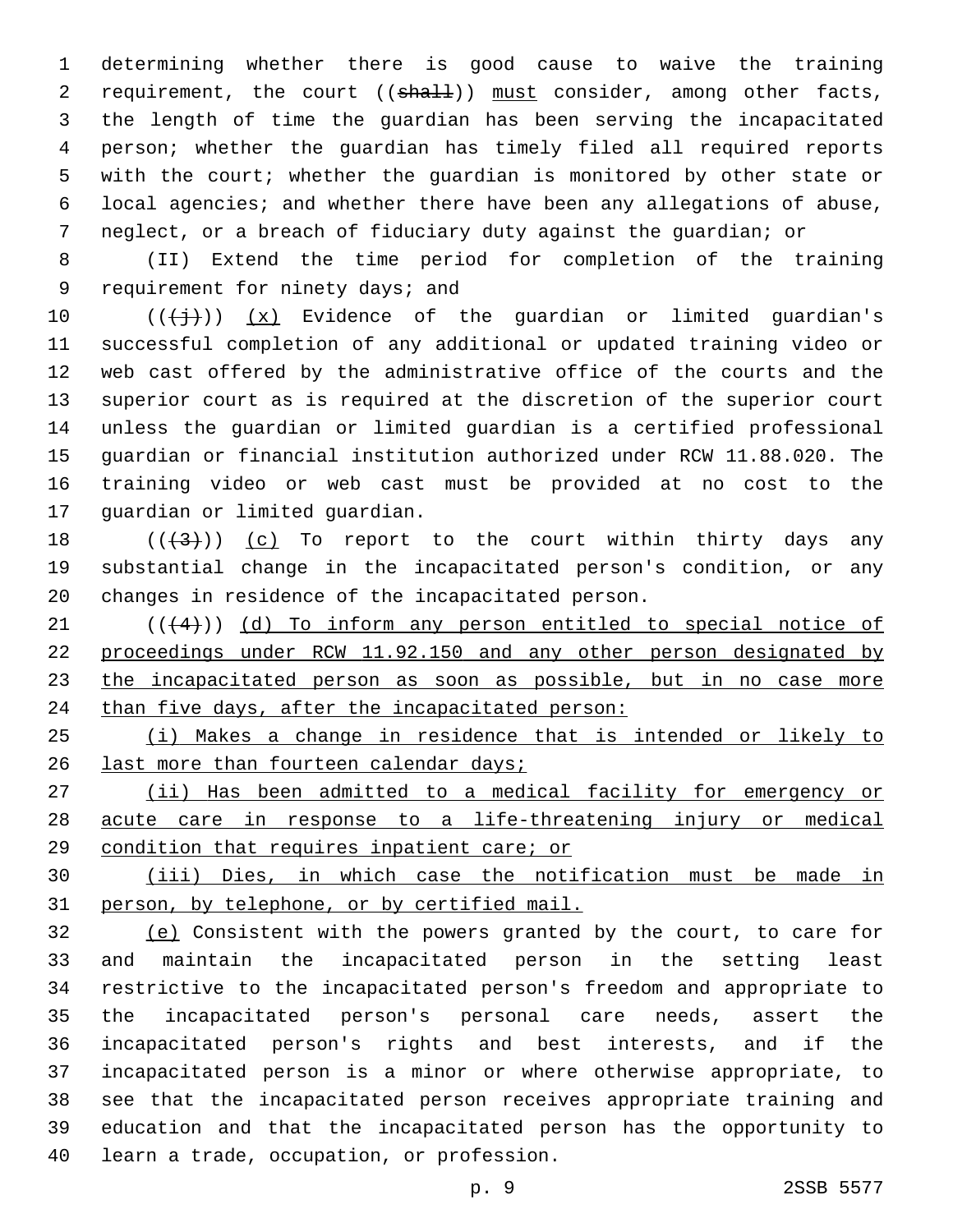determining whether there is good cause to waive the training requirement, the court ((~~shall~~)) <u>must</u> consider, among other facts, the length of time the guardian has been serving the incapacitated person; whether the guardian has timely filed all required reports with the court; whether the guardian is monitored by other state or local agencies; and whether there have been any allegations of abuse, neglect, or a breach of fiduciary duty against the guardian; or

(II) Extend the time period for completion of the training requirement for ninety days; and

((~~(j)~~)) <u>(x)</u> Evidence of the guardian or limited guardian's successful completion of any additional or updated training video or web cast offered by the administrative office of the courts and the superior court as is required at the discretion of the superior court unless the guardian or limited guardian is a certified professional guardian or financial institution authorized under RCW 11.88.020. The training video or web cast must be provided at no cost to the guardian or limited guardian.

((~~(3)~~)) <u>(c)</u> To report to the court within thirty days any substantial change in the incapacitated person's condition, or any changes in residence of the incapacitated person.

((~~(4)~~)) <u>(d) To inform any person entitled to special notice of proceedings under RCW 11.92.150 and any other person designated by the incapacitated person as soon as possible, but in no case more than five days, after the incapacitated person:</u>

<u>(i) Makes a change in residence that is intended or likely to last more than fourteen calendar days;</u>

<u>(ii) Has been admitted to a medical facility for emergency or acute care in response to a life-threatening injury or medical condition that requires inpatient care; or</u>

<u>(iii) Dies, in which case the notification must be made in person, by telephone, or by certified mail.</u>

<u>(e)</u> Consistent with the powers granted by the court, to care for and maintain the incapacitated person in the setting least restrictive to the incapacitated person's freedom and appropriate to the incapacitated person's personal care needs, assert the incapacitated person's rights and best interests, and if the incapacitated person is a minor or where otherwise appropriate, to see that the incapacitated person receives appropriate training and education and that the incapacitated person has the opportunity to learn a trade, occupation, or profession.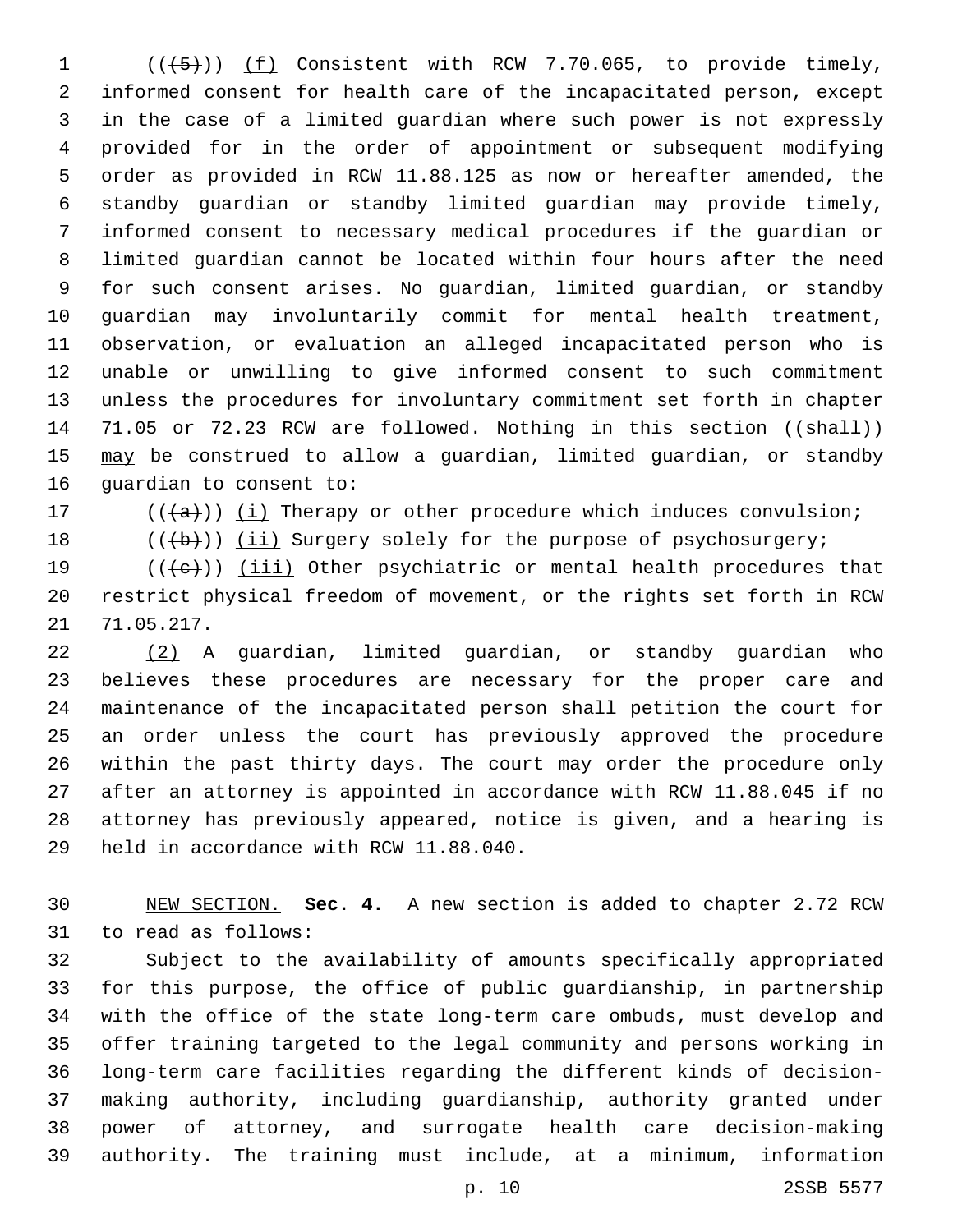(((5))) (f) Consistent with RCW 7.70.065, to provide timely, informed consent for health care of the incapacitated person, except in the case of a limited guardian where such power is not expressly provided for in the order of appointment or subsequent modifying order as provided in RCW 11.88.125 as now or hereafter amended, the standby guardian or standby limited guardian may provide timely, informed consent to necessary medical procedures if the guardian or limited guardian cannot be located within four hours after the need for such consent arises. No guardian, limited guardian, or standby guardian may involuntarily commit for mental health treatment, observation, or evaluation an alleged incapacitated person who is unable or unwilling to give informed consent to such commitment unless the procedures for involuntary commitment set forth in chapter 71.05 or 72.23 RCW are followed. Nothing in this section ((shall)) may be construed to allow a guardian, limited guardian, or standby guardian to consent to:

(((a))) (i) Therapy or other procedure which induces convulsion;

(((b))) (ii) Surgery solely for the purpose of psychosurgery;

(((c))) (iii) Other psychiatric or mental health procedures that restrict physical freedom of movement, or the rights set forth in RCW 71.05.217.

(2) A guardian, limited guardian, or standby guardian who believes these procedures are necessary for the proper care and maintenance of the incapacitated person shall petition the court for an order unless the court has previously approved the procedure within the past thirty days. The court may order the procedure only after an attorney is appointed in accordance with RCW 11.88.045 if no attorney has previously appeared, notice is given, and a hearing is held in accordance with RCW 11.88.040.

NEW SECTION. **Sec. 4.** A new section is added to chapter 2.72 RCW to read as follows:

Subject to the availability of amounts specifically appropriated for this purpose, the office of public guardianship, in partnership with the office of the state long-term care ombuds, must develop and offer training targeted to the legal community and persons working in long-term care facilities regarding the different kinds of decision-making authority, including guardianship, authority granted under power of attorney, and surrogate health care decision-making authority. The training must include, at a minimum, information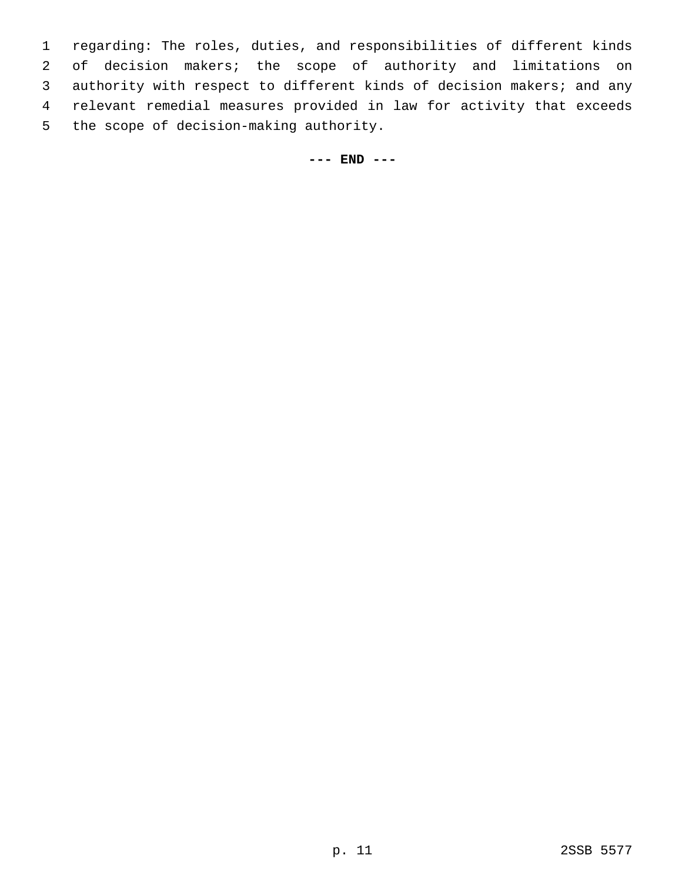regarding: The roles, duties, and responsibilities of different kinds of decision makers; the scope of authority and limitations on authority with respect to different kinds of decision makers; and any relevant remedial measures provided in law for activity that exceeds the scope of decision-making authority.

**--- END ---**